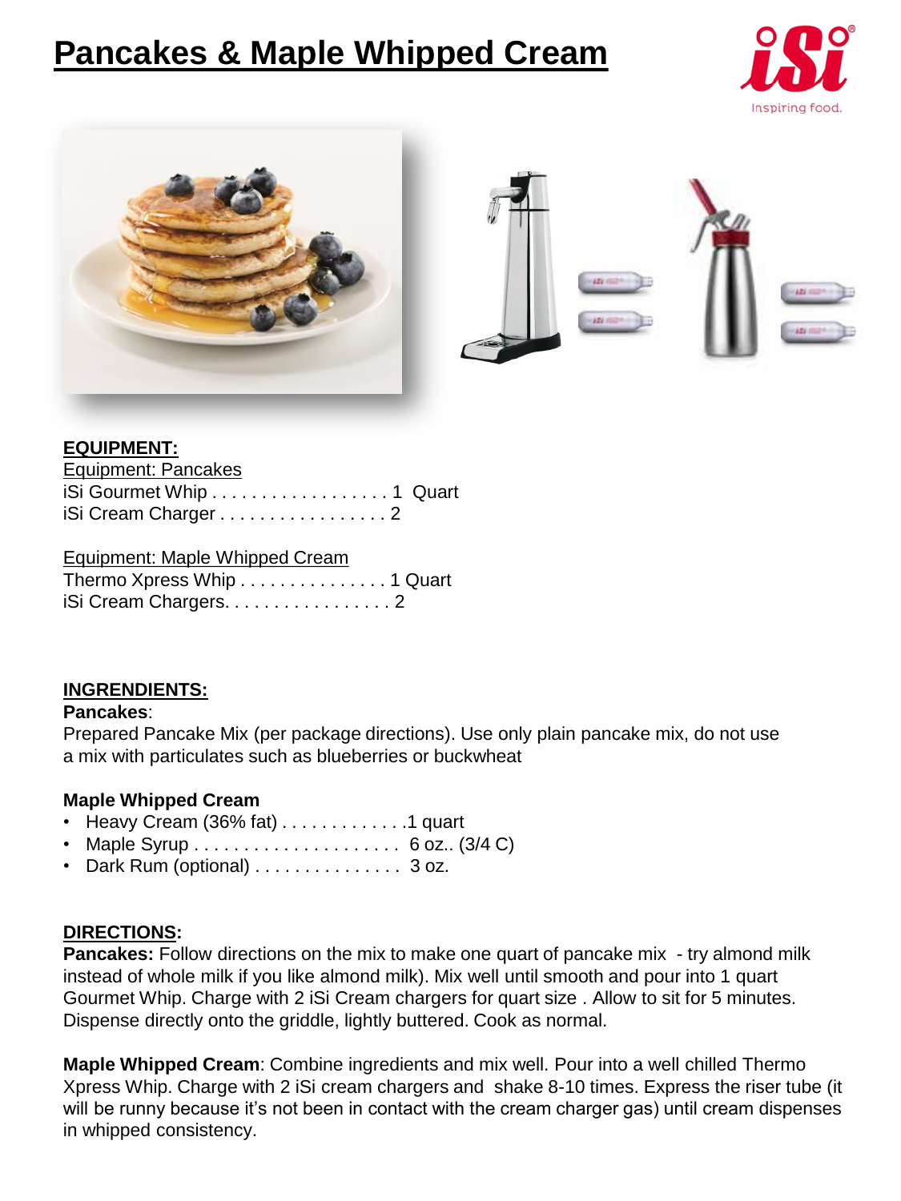# Pancakes & Maple Whipped Cream

**EQUIPMENT:**

Equipment: Pancakes

iSi Gourmet Whip . . . . . . . . . . . . . . . . . . 1 Quart
iSi Cream Charger . . . . . . . . . . . . . . . . . 2

Equipment: Maple Whipped Cream

Thermo Xpress Whip . . . . . . . . . . . . . . . 1 Quart
iSi Cream Chargers. . . . . . . . . . . . . . . . . 2

**INGRENDIENTS:**

**Pancakes**:

Prepared Pancake Mix (per package directions). Use only plain pancake mix, do not use a mix with particulates such as blueberries or buckwheat

**Maple Whipped Cream**

- Heavy Cream (36% fat) . . . . . . . . . . . . .1 quart
- Maple Syrup . . . . . . . . . . . . . . . . . . . . . 6 oz.. (3/4 C)
- Dark Rum (optional) . . . . . . . . . . . . . . . 3 oz.

**DIRECTIONS:**

**Pancakes:** Follow directions on the mix to make one quart of pancake mix - try almond milk instead of whole milk if you like almond milk). Mix well until smooth and pour into 1 quart Gourmet Whip. Charge with 2 iSi Cream chargers for quart size . Allow to sit for 5 minutes. Dispense directly onto the griddle, lightly buttered. Cook as normal.

**Maple Whipped Cream**: Combine ingredients and mix well. Pour into a well chilled Thermo Xpress Whip. Charge with 2 iSi cream chargers and shake 8-10 times. Express the riser tube (it will be runny because it's not been in contact with the cream charger gas) until cream dispenses in whipped consistency.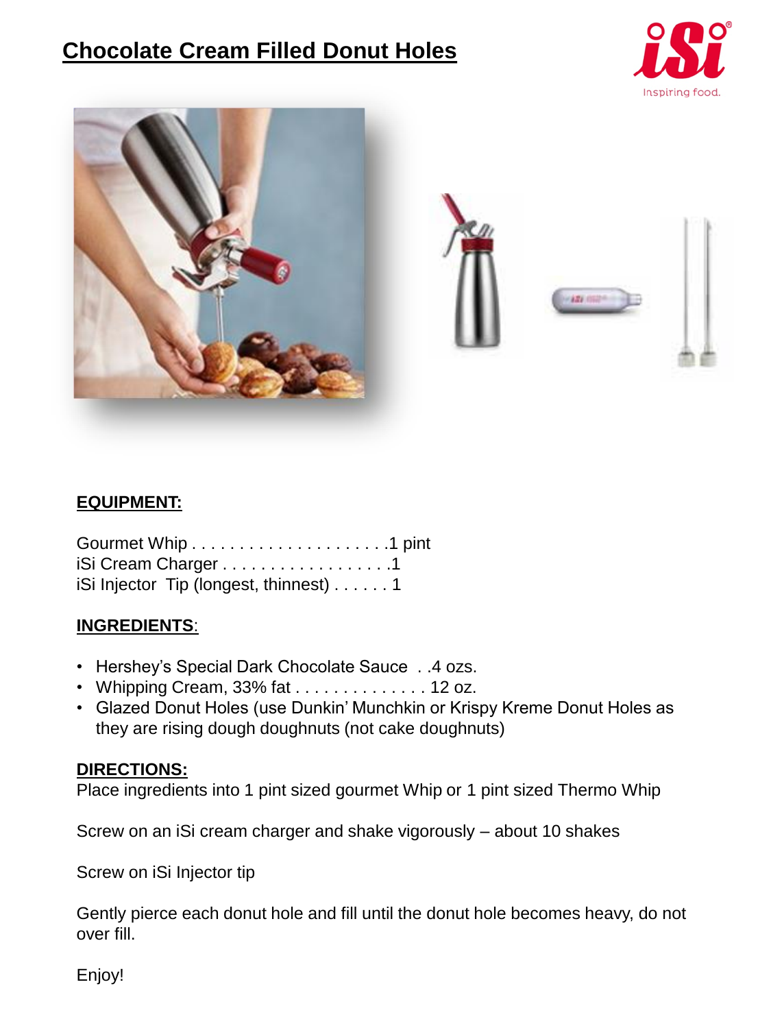# Chocolate Cream Filled Donut Holes

## EQUIPMENT:

Gourmet Whip . . . . . . . . . . . . . . . . . . . . .1 pint
iSi Cream Charger . . . . . . . . . . . . . . . . . .1
iSi Injector  Tip (longest, thinnest) . . . . . . 1

## INGREDIENTS:

- Hershey's Special Dark Chocolate Sauce  . .4 ozs.
- Whipping Cream, 33% fat . . . . . . . . . . . . . . 12 oz.
- Glazed Donut Holes (use Dunkin' Munchkin or Krispy Kreme Donut Holes as they are rising dough doughnuts (not cake doughnuts)

## DIRECTIONS:

Place ingredients into 1 pint sized gourmet Whip or 1 pint sized Thermo Whip

Screw on an iSi cream charger and shake vigorously – about 10 shakes

Screw on iSi Injector tip

Gently pierce each donut hole and fill until the donut hole becomes heavy, do not over fill.

Enjoy!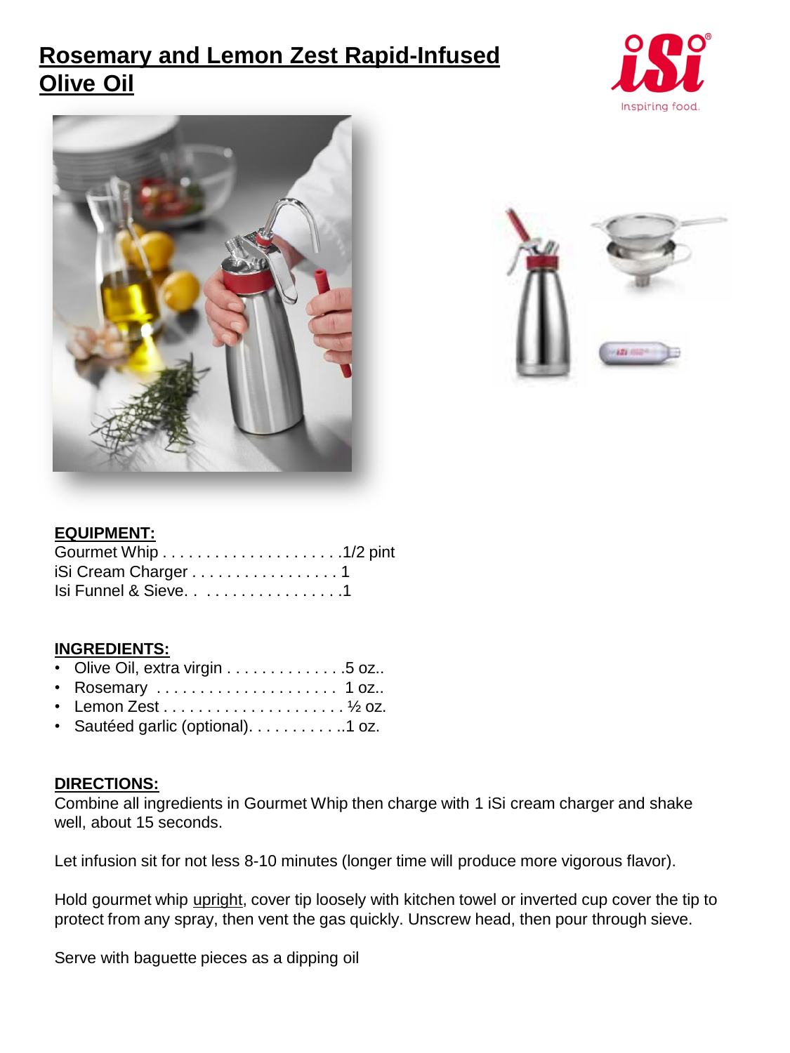# Rosemary and Lemon Zest Rapid-Infused Olive Oil

iSi
Inspiring food.

**EQUIPMENT:**

Gourmet Whip . . . . . . . . . . . . . . . . . . . . .1/2 pint
iSi Cream Charger . . . . . . . . . . . . . . . . . 1
Isi Funnel & Sieve. . . . . . . . . . . . . . . . . .1

**INGREDIENTS:**

- Olive Oil, extra virgin . . . . . . . . . . . . . .5 oz..
- Rosemary . . . . . . . . . . . . . . . . . . . . . 1 oz..
- Lemon Zest . . . . . . . . . . . . . . . . . . . . . ½ oz.
- Sautéed garlic (optional). . . . . . . . . . ..1 oz.

**DIRECTIONS:**

Combine all ingredients in Gourmet Whip then charge with 1 iSi cream charger and shake well, about 15 seconds.

Let infusion sit for not less 8-10 minutes (longer time will produce more vigorous flavor).

Hold gourmet whip upright, cover tip loosely with kitchen towel or inverted cup cover the tip to protect from any spray, then vent the gas quickly. Unscrew head, then pour through sieve.

Serve with baguette pieces as a dipping oil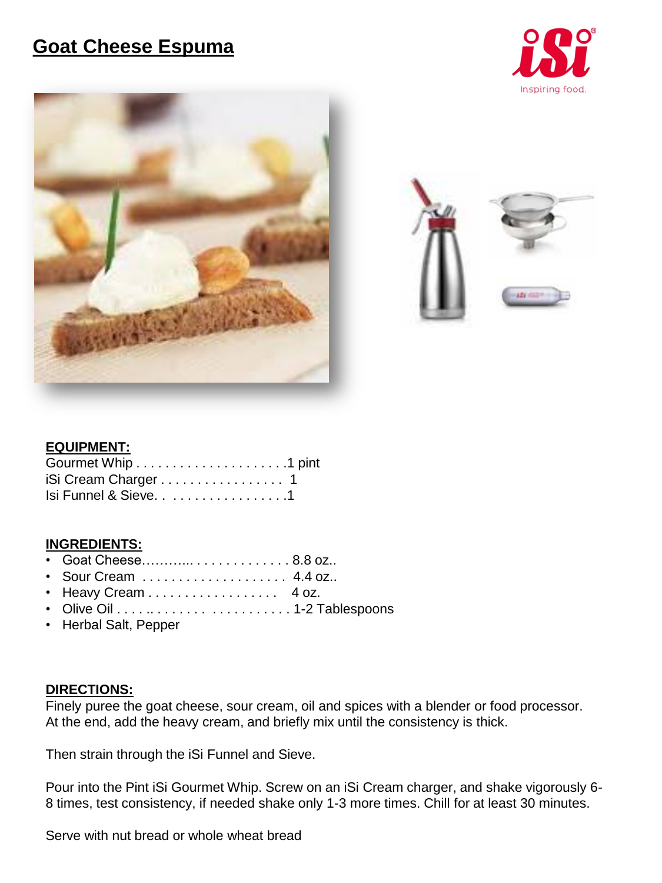# Goat Cheese Espuma

iSi Inspiring food.

## EQUIPMENT:

Gourmet Whip . . . . . . . . . . . . . . . . . . . . .1 pint
iSi Cream Charger . . . . . . . . . . . . . . . . . 1
Isi Funnel & Sieve. . . . . . . . . . . . . . . . . .1

## INGREDIENTS:

- Goat Cheese……..... . . . . . . . . . . . . . 8.8 oz..
- Sour Cream . . . . . . . . . . . . . . . . . . . . 4.4 oz..
- Heavy Cream . . . . . . . . . . . . . . . . . . 4 oz.
- Olive Oil . . . . .. . . . . . . . . . . . . . . . . . . 1-2 Tablespoons
- Herbal Salt, Pepper

## DIRECTIONS:

Finely puree the goat cheese, sour cream, oil and spices with a blender or food processor. At the end, add the heavy cream, and briefly mix until the consistency is thick.

Then strain through the iSi Funnel and Sieve.

Pour into the Pint iSi Gourmet Whip. Screw on an iSi Cream charger, and shake vigorously 6-8 times, test consistency, if needed shake only 1-3 more times. Chill for at least 30 minutes.

Serve with nut bread or whole wheat bread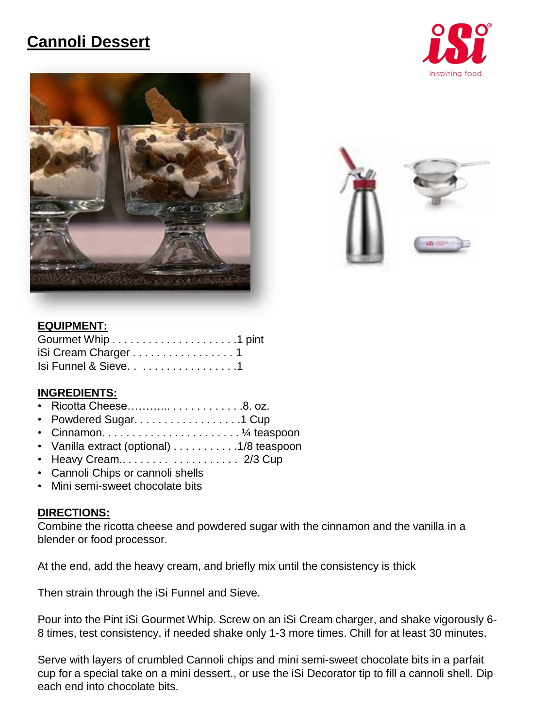# Cannoli Dessert

**EQUIPMENT:**

Gourmet Whip . . . . . . . . . . . . . . . . . . . . .1 pint
iSi Cream Charger . . . . . . . . . . . . . . . . . 1
Isi Funnel & Sieve. . . . . . . . . . . . . . . . . .1

**INGREDIENTS:**

- Ricotta Cheese……..... . . . . . . . . . . . .8. oz.
- Powdered Sugar. . . . . . . . . . . . . . . . . .1 Cup
- Cinnamon. . . . . . . . . . . . . . . . . . . . . . . ¼ teaspoon
- Vanilla extract (optional) . . . . . . . . . . .1/8 teaspoon
- Heavy Cream.. . . . . . . . . . . . . . . . . . . 2/3 Cup
- Cannoli Chips or cannoli shells
- Mini semi-sweet chocolate bits

**DIRECTIONS:**

Combine the ricotta cheese and powdered sugar with the cinnamon and the vanilla in a blender or food processor.

At the end, add the heavy cream, and briefly mix until the consistency is thick

Then strain through the iSi Funnel and Sieve.

Pour into the Pint iSi Gourmet Whip. Screw on an iSi Cream charger, and shake vigorously 6-8 times, test consistency, if needed shake only 1-3 more times. Chill for at least 30 minutes.

Serve with layers of crumbled Cannoli chips and mini semi-sweet chocolate bits in a parfait cup for a special take on a mini dessert., or use the iSi Decorator tip to fill a cannoli shell. Dip each end into chocolate bits.